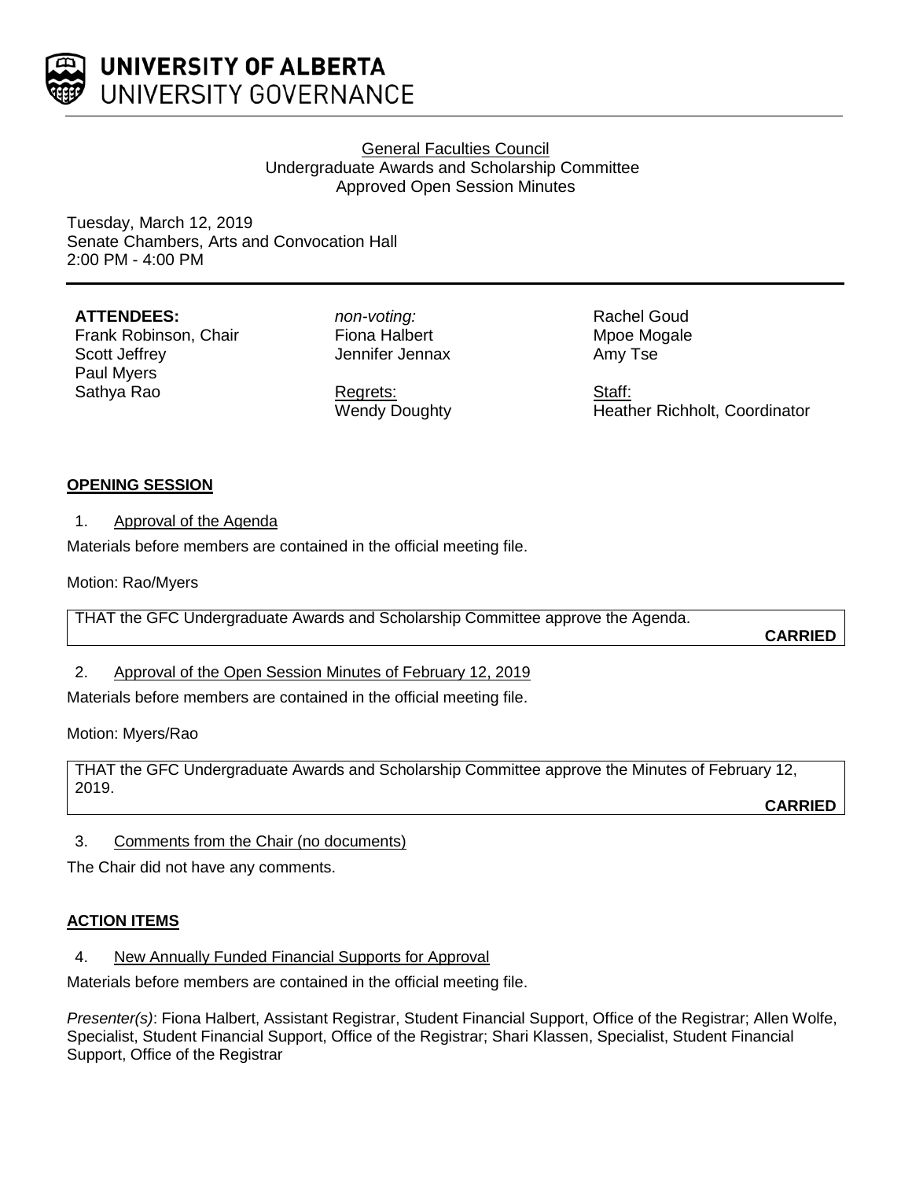UNIVERSITY OF ALBERTA
UNIVERSITY GOVERNANCE

General Faculties Council
Undergraduate Awards and Scholarship Committee
Approved Open Session Minutes

Tuesday, March 12, 2019
Senate Chambers, Arts and Convocation Hall
2:00 PM - 4:00 PM

**ATTENDEES:**
Frank Robinson, Chair
Scott Jeffrey
Paul Myers
Sathya Rao

*non-voting:*
Fiona Halbert
Jennifer Jennax
Rachel Goud
Mpoe Mogale
Amy Tse

Regrets:
Wendy Doughty

Staff:
Heather Richholt, Coordinator

## OPENING SESSION

1. Approval of the Agenda

Materials before members are contained in the official meeting file.

Motion: Rao/Myers

THAT the GFC Undergraduate Awards and Scholarship Committee approve the Agenda.

**CARRIED**

2. Approval of the Open Session Minutes of February 12, 2019

Materials before members are contained in the official meeting file.

Motion: Myers/Rao

THAT the GFC Undergraduate Awards and Scholarship Committee approve the Minutes of February 12, 2019.

**CARRIED**

3. Comments from the Chair (no documents)

The Chair did not have any comments.

## ACTION ITEMS

4. New Annually Funded Financial Supports for Approval

Materials before members are contained in the official meeting file.

*Presenter(s)*: Fiona Halbert, Assistant Registrar, Student Financial Support, Office of the Registrar; Allen Wolfe, Specialist, Student Financial Support, Office of the Registrar; Shari Klassen, Specialist, Student Financial Support, Office of the Registrar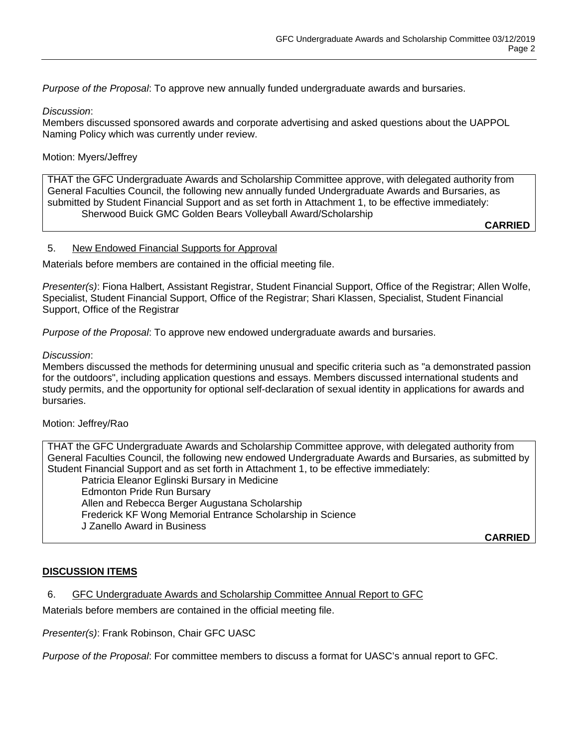*Purpose of the Proposal*: To approve new annually funded undergraduate awards and bursaries.

*Discussion*:
Members discussed sponsored awards and corporate advertising and asked questions about the UAPPOL Naming Policy which was currently under review.

Motion: Myers/Jeffrey

> THAT the GFC Undergraduate Awards and Scholarship Committee approve, with delegated authority from General Faculties Council, the following new annually funded Undergraduate Awards and Bursaries, as submitted by Student Financial Support and as set forth in Attachment 1, to be effective immediately:
>
> Sherwood Buick GMC Golden Bears Volleyball Award/Scholarship
>
> **CARRIED**

5. New Endowed Financial Supports for Approval

Materials before members are contained in the official meeting file.

*Presenter(s)*: Fiona Halbert, Assistant Registrar, Student Financial Support, Office of the Registrar; Allen Wolfe, Specialist, Student Financial Support, Office of the Registrar; Shari Klassen, Specialist, Student Financial Support, Office of the Registrar

*Purpose of the Proposal*: To approve new endowed undergraduate awards and bursaries.

*Discussion*:
Members discussed the methods for determining unusual and specific criteria such as "a demonstrated passion for the outdoors", including application questions and essays. Members discussed international students and study permits, and the opportunity for optional self-declaration of sexual identity in applications for awards and bursaries.

Motion: Jeffrey/Rao

> THAT the GFC Undergraduate Awards and Scholarship Committee approve, with delegated authority from General Faculties Council, the following new endowed Undergraduate Awards and Bursaries, as submitted by Student Financial Support and as set forth in Attachment 1, to be effective immediately:
>
> Patricia Eleanor Eglinski Bursary in Medicine
> Edmonton Pride Run Bursary
> Allen and Rebecca Berger Augustana Scholarship
> Frederick KF Wong Memorial Entrance Scholarship in Science
> J Zanello Award in Business
>
> **CARRIED**

## DISCUSSION ITEMS

6. GFC Undergraduate Awards and Scholarship Committee Annual Report to GFC

Materials before members are contained in the official meeting file.

*Presenter(s)*: Frank Robinson, Chair GFC UASC

*Purpose of the Proposal*: For committee members to discuss a format for UASC's annual report to GFC.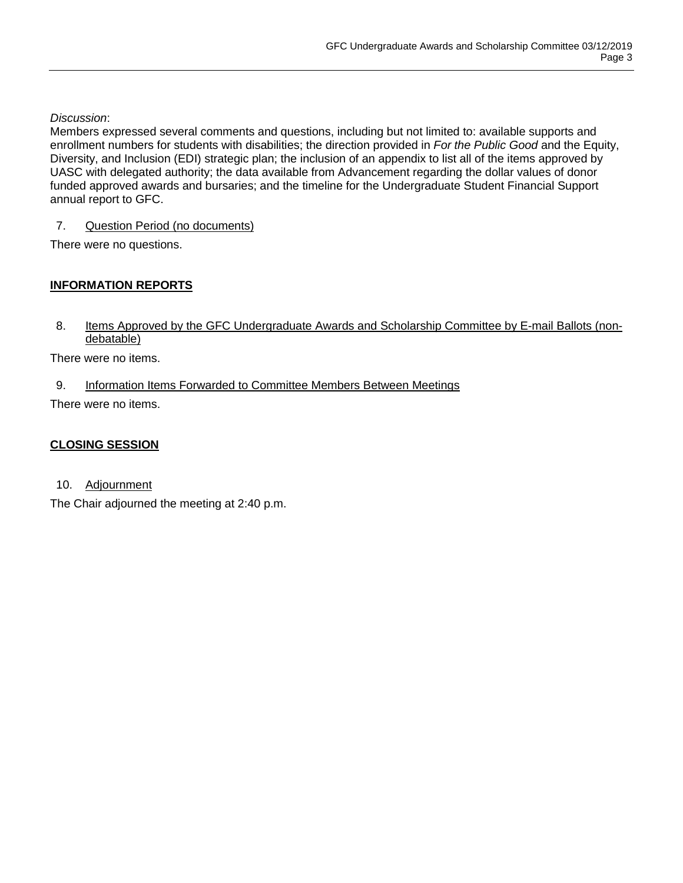*Discussion*:
Members expressed several comments and questions, including but not limited to: available supports and enrollment numbers for students with disabilities; the direction provided in *For the Public Good* and the Equity, Diversity, and Inclusion (EDI) strategic plan; the inclusion of an appendix to list all of the items approved by UASC with delegated authority; the data available from Advancement regarding the dollar values of donor funded approved awards and bursaries; and the timeline for the Undergraduate Student Financial Support annual report to GFC.

7. Question Period (no documents)

There were no questions.

## INFORMATION REPORTS

8. Items Approved by the GFC Undergraduate Awards and Scholarship Committee by E-mail Ballots (non-debatable)

There were no items.

9. Information Items Forwarded to Committee Members Between Meetings

There were no items.

## CLOSING SESSION

10. Adjournment

The Chair adjourned the meeting at 2:40 p.m.